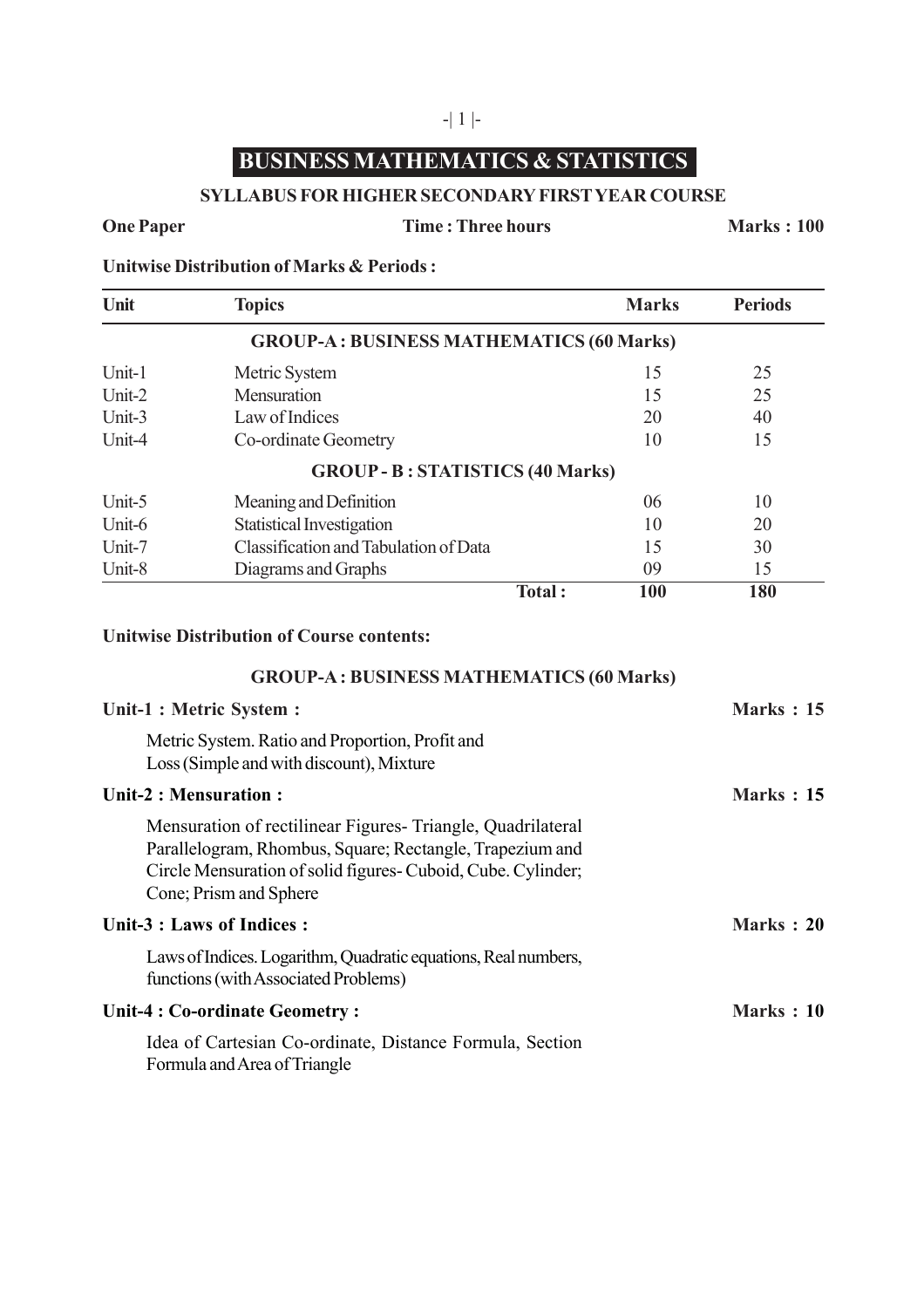# BUSINESS MATHEMATICS & STATISTICS

## SYLLABUS FOR HIGHER SECONDARY FIRST YEAR COURSE

**One Paper** | **Time : Three hours** | **Marks : 100**

**Unitwise Distribution of Marks & Periods :**

| Unit | Topics | Marks | Periods |
|---|---|---|---|
| | **GROUP-A : BUSINESS MATHEMATICS (60 Marks)** | | |
| Unit-1 | Metric System | 15 | 25 |
| Unit-2 | Mensuration | 15 | 25 |
| Unit-3 | Law of Indices | 20 | 40 |
| Unit-4 | Co-ordinate Geometry | 10 | 15 |
| | **GROUP - B : STATISTICS (40 Marks)** | | |
| Unit-5 | Meaning and Definition | 06 | 10 |
| Unit-6 | Statistical Investigation | 10 | 20 |
| Unit-7 | Classification and Tabulation of Data | 15 | 30 |
| Unit-8 | Diagrams and Graphs | 09 | 15 |
| | **Total :** | **100** | **180** |

**Unitwise Distribution of Course contents:**

### GROUP-A : BUSINESS MATHEMATICS (60 Marks)

**Unit-1 : Metric System :** **Marks : 15**

Metric System. Ratio and Proportion, Profit and Loss (Simple and with discount), Mixture

**Unit-2 : Mensuration :** **Marks : 15**

Mensuration of rectilinear Figures- Triangle, Quadrilateral Parallelogram, Rhombus, Square; Rectangle, Trapezium and Circle Mensuration of solid figures- Cuboid, Cube. Cylinder; Cone; Prism and Sphere

**Unit-3 : Laws of Indices :** **Marks : 20**

Laws of Indices. Logarithm, Quadratic equations, Real numbers, functions (with Associated Problems)

**Unit-4 : Co-ordinate Geometry :** **Marks : 10**

Idea of Cartesian Co-ordinate, Distance Formula, Section Formula and Area of Triangle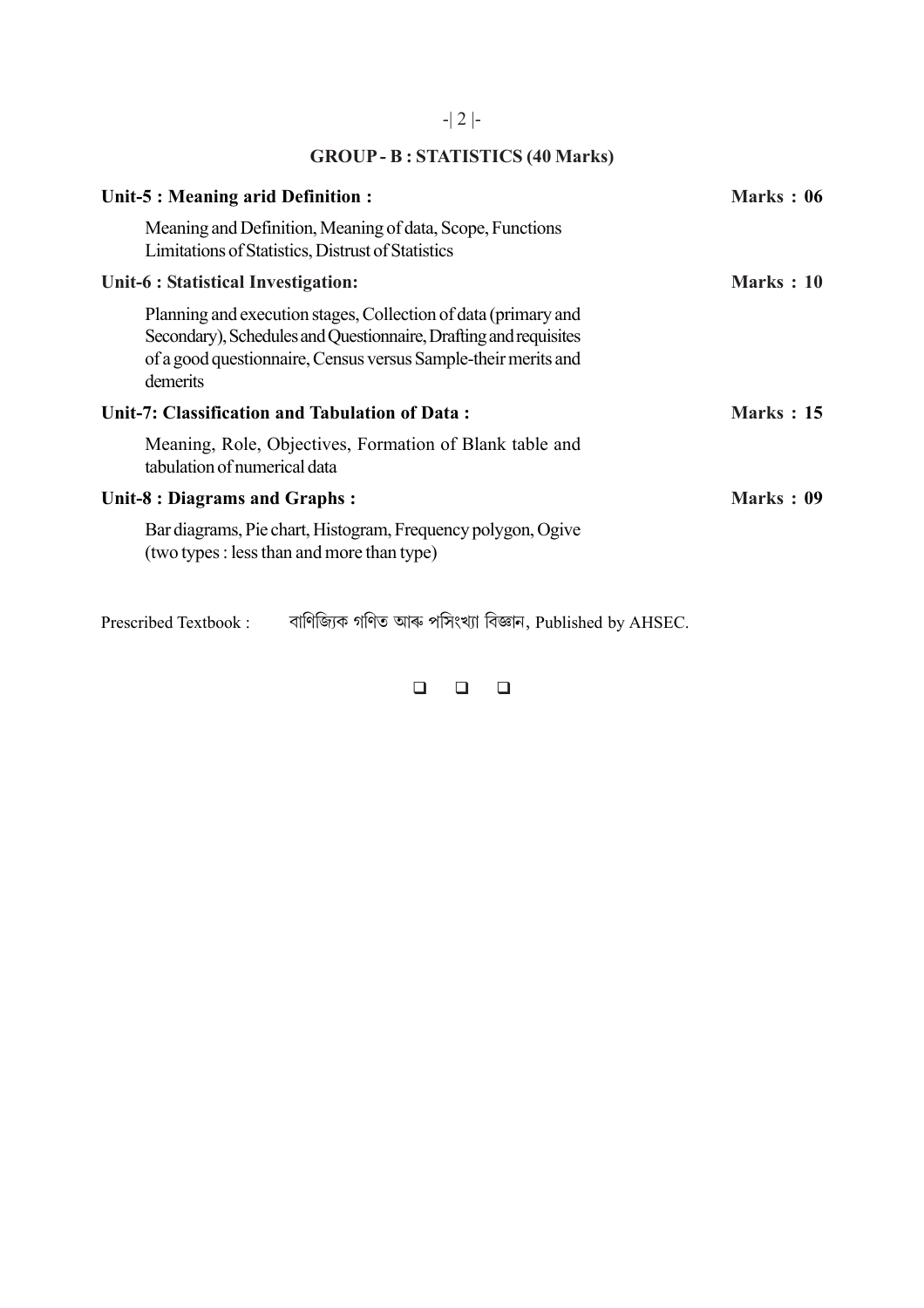## GROUP - B : STATISTICS (40 Marks)

**Unit-5 : Meaning arid Definition :** **Marks : 06**

Meaning and Definition, Meaning of data, Scope, Functions Limitations of Statistics, Distrust of Statistics

**Unit-6 : Statistical Investigation:** **Marks : 10**

Planning and execution stages, Collection of data (primary and Secondary), Schedules and Questionnaire, Drafting and requisites of a good questionnaire, Census versus Sample-their merits and demerits

**Unit-7: Classification and Tabulation of Data :** **Marks : 15**

Meaning, Role, Objectives, Formation of Blank table and tabulation of numerical data

**Unit-8 : Diagrams and Graphs :** **Marks : 09**

Bar diagrams, Pie chart, Histogram, Frequency polygon, Ogive (two types : less than and more than type)

Prescribed Textbook : বাণিজ্যিক গণিত আৰু পৰিসংখ্যা বিজ্ঞান, Published by AHSEC.

❑ ❑ ❑